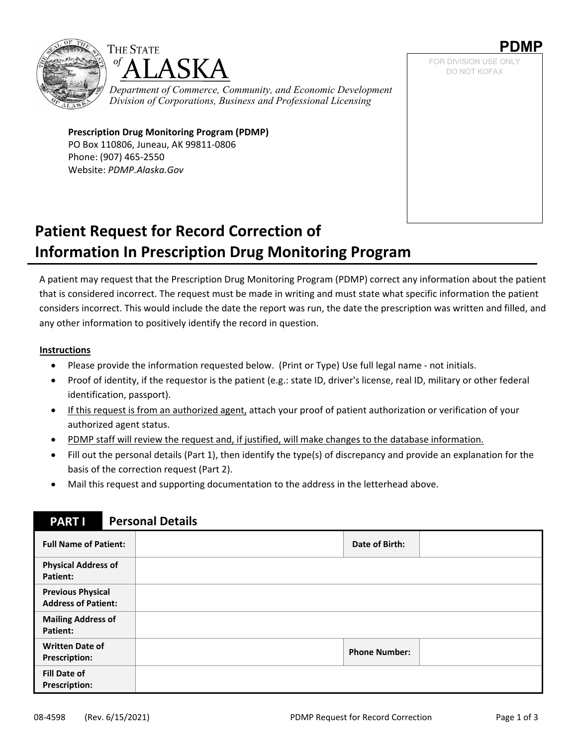THE STATE of ALASKA

*Department of Commerce, Community, and Economic Development*
*Division of Corporations, Business and Professional Licensing*

**PDMP**

FOR DIVISION USE ONLY
DO NOT KOFAX

**Prescription Drug Monitoring Program (PDMP)**
PO Box 110806, Juneau, AK 99811-0806
Phone: (907) 465-2550
Website: *PDMP.Alaska.Gov*

# Patient Request for Record Correction of Information In Prescription Drug Monitoring Program

A patient may request that the Prescription Drug Monitoring Program (PDMP) correct any information about the patient that is considered incorrect. The request must be made in writing and must state what specific information the patient considers incorrect. This would include the date the report was run, the date the prescription was written and filled, and any other information to positively identify the record in question.

**Instructions**

- Please provide the information requested below. (Print or Type) Use full legal name - not initials.
- Proof of identity, if the requestor is the patient (e.g.: state ID, driver's license, real ID, military or other federal identification, passport).
- If this request is from an authorized agent, attach your proof of patient authorization or verification of your authorized agent status.
- PDMP staff will review the request and, if justified, will make changes to the database information.
- Fill out the personal details (Part 1), then identify the type(s) of discrepancy and provide an explanation for the basis of the correction request (Part 2).
- Mail this request and supporting documentation to the address in the letterhead above.

## PART I Personal Details

| | | | |
|---|---|---|---|
| **Full Name of Patient:** | | **Date of Birth:** | |
| **Physical Address of Patient:** | | | |
| **Previous Physical Address of Patient:** | | | |
| **Mailing Address of Patient:** | | | |
| **Written Date of Prescription:** | | **Phone Number:** | |
| **Fill Date of Prescription:** | | | |

08-4598 (Rev. 6/15/2021) PDMP Request for Record Correction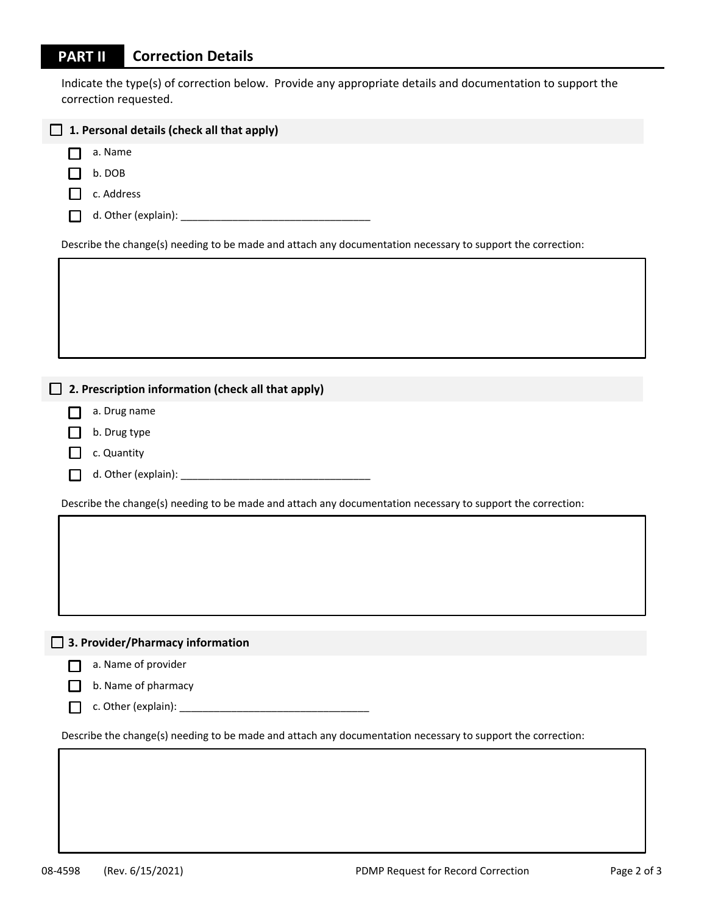## PART II Correction Details

Indicate the type(s) of correction below. Provide any appropriate details and documentation to support the correction requested.

- [ ] **1. Personal details (check all that apply)**
  - [ ] a. Name
  - [ ] b. DOB
  - [ ] c. Address
  - [ ] d. Other (explain): _________________________________

Describe the change(s) needing to be made and attach any documentation necessary to support the correction:

| |
|---|
| |

- [ ] **2. Prescription information (check all that apply)**
  - [ ] a. Drug name
  - [ ] b. Drug type
  - [ ] c. Quantity
  - [ ] d. Other (explain): _________________________________

Describe the change(s) needing to be made and attach any documentation necessary to support the correction:

| |
|---|
| |

- [ ] **3. Provider/Pharmacy information**
  - [ ] a. Name of provider
  - [ ] b. Name of pharmacy
  - [ ] c. Other (explain): _________________________________

Describe the change(s) needing to be made and attach any documentation necessary to support the correction:

| |
|---|
| |

08-4598 (Rev. 6/15/2021) PDMP Request for Record Correction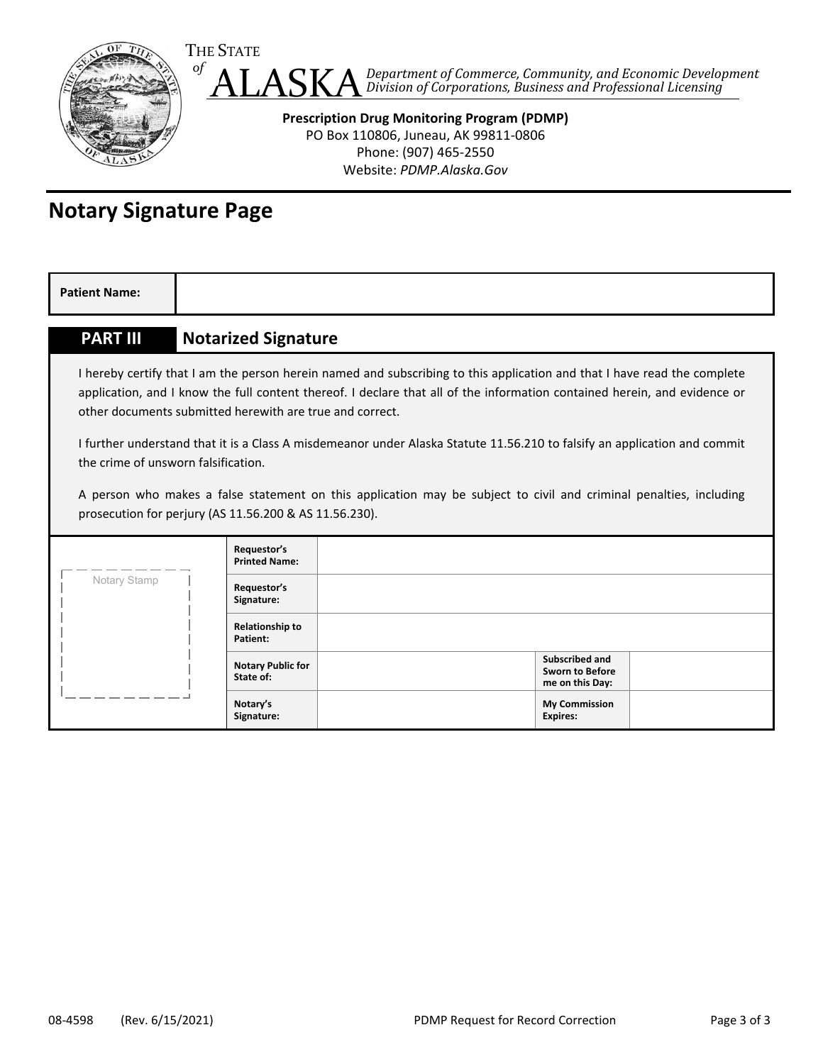THE STATE of ALASKA

*Department of Commerce, Community, and Economic Development*
*Division of Corporations, Business and Professional Licensing*

**Prescription Drug Monitoring Program (PDMP)**
PO Box 110806, Juneau, AK 99811-0806
Phone: (907) 465-2550
Website: *PDMP.Alaska.Gov*

# Notary Signature Page

| | |
|---|---|
| **Patient Name:** | |

## PART III Notarized Signature

I hereby certify that I am the person herein named and subscribing to this application and that I have read the complete application, and I know the full content thereof. I declare that all of the information contained herein, and evidence or other documents submitted herewith are true and correct.

I further understand that it is a Class A misdemeanor under Alaska Statute 11.56.210 to falsify an application and commit the crime of unsworn falsification.

A person who makes a false statement on this application may be subject to civil and criminal penalties, including prosecution for perjury (AS 11.56.200 & AS 11.56.230).

| | | | | |
|---|---|---|---|---|
| Notary Stamp | **Requestor's Printed Name:** | | | |
| | **Requestor's Signature:** | | | |
| | **Relationship to Patient:** | | | |
| | **Notary Public for State of:** | | **Subscribed and Sworn to Before me on this Day:** | |
| | **Notary's Signature:** | | **My Commission Expires:** | |

08-4598 (Rev. 6/15/2021) PDMP Request for Record Correction